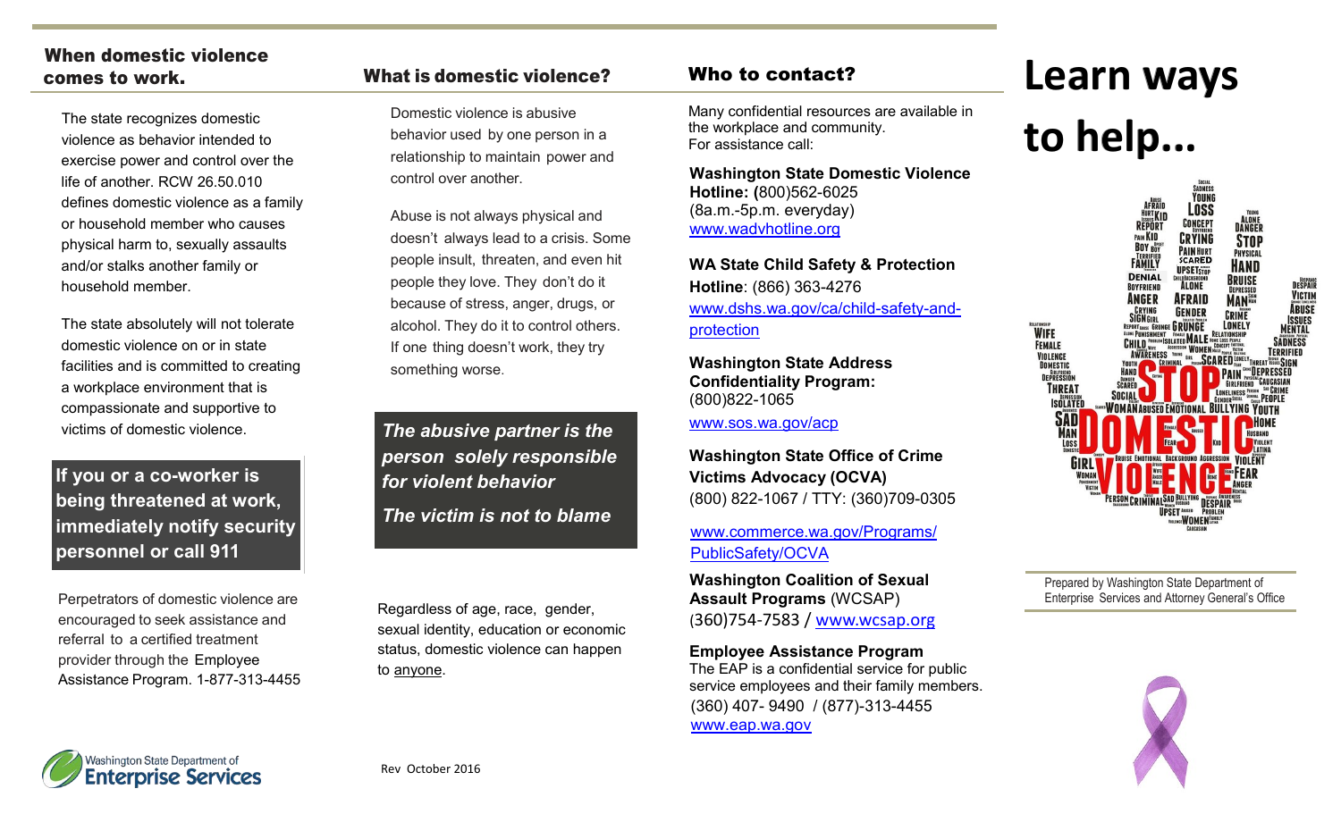## When domestic violence comes to work.

The state recognizes domestic violence as behavior intended to exercise power and control over the life of another. RCW 26.50.010 defines domestic violence as a family or household member who causes physical harm to, sexually assaults and/or stalks another family or household member.

The state absolutely will not tolerate domestic violence on or in state facilities and is committed to creating a workplace environment that is compassionate and supportive to victims of domestic violence.

**If you or a co-worker is being threatened at work, immediately notify security personnel or call 911**

Perpetrators of domestic violence are encouraged to seek assistance and referral to a certified treatment provider through the Employee Assistance Program. 1-877-313-4455

## What is domestic violence?

Domestic violence is abusive behavior used by one person in a relationship to maintain power and control over another.

Abuse is not always physical and doesn't always lead to a crisis. Some people insult, threaten, and even hit people they love. They don't do it because of stress, anger, drugs, or alcohol. They do it to control others. If one thing doesn't work, they try something worse.

***The abusive partner is the person solely responsible for violent behavior***

***The victim is not to blame***

Regardless of age, race, gender, sexual identity, education or economic status, domestic violence can happen to anyone.

## Who to contact?

Many confidential resources are available in the workplace and community.
For assistance call:

**Washington State Domestic Violence Hotline: (**800)562-6025
(8a.m.-5p.m. everyday)
www.wadvhotline.org

**WA State Child Safety & Protection Hotline**: (866) 363-4276
www.dshs.wa.gov/ca/child-safety-and-protection

**Washington State Address Confidentiality Program:**
(800)822-1065
www.sos.wa.gov/acp

**Washington State Office of Crime Victims Advocacy (OCVA)**
(800) 822-1067 / TTY: (360)709-0305

www.commerce.wa.gov/Programs/PublicSafety/OCVA

**Washington Coalition of Sexual Assault Programs** (WCSAP)
(360)754-7583 / www.wcsap.org

**Employee Assistance Program**
The EAP is a confidential service for public service employees and their family members.
(360) 407- 9490 / (877)-313-4455
www.eap.wa.gov

# Learn ways to help...

Prepared by Washington State Department of Enterprise Services and Attorney General's Office

Washington State Department of Enterprise Services

Rev October 2016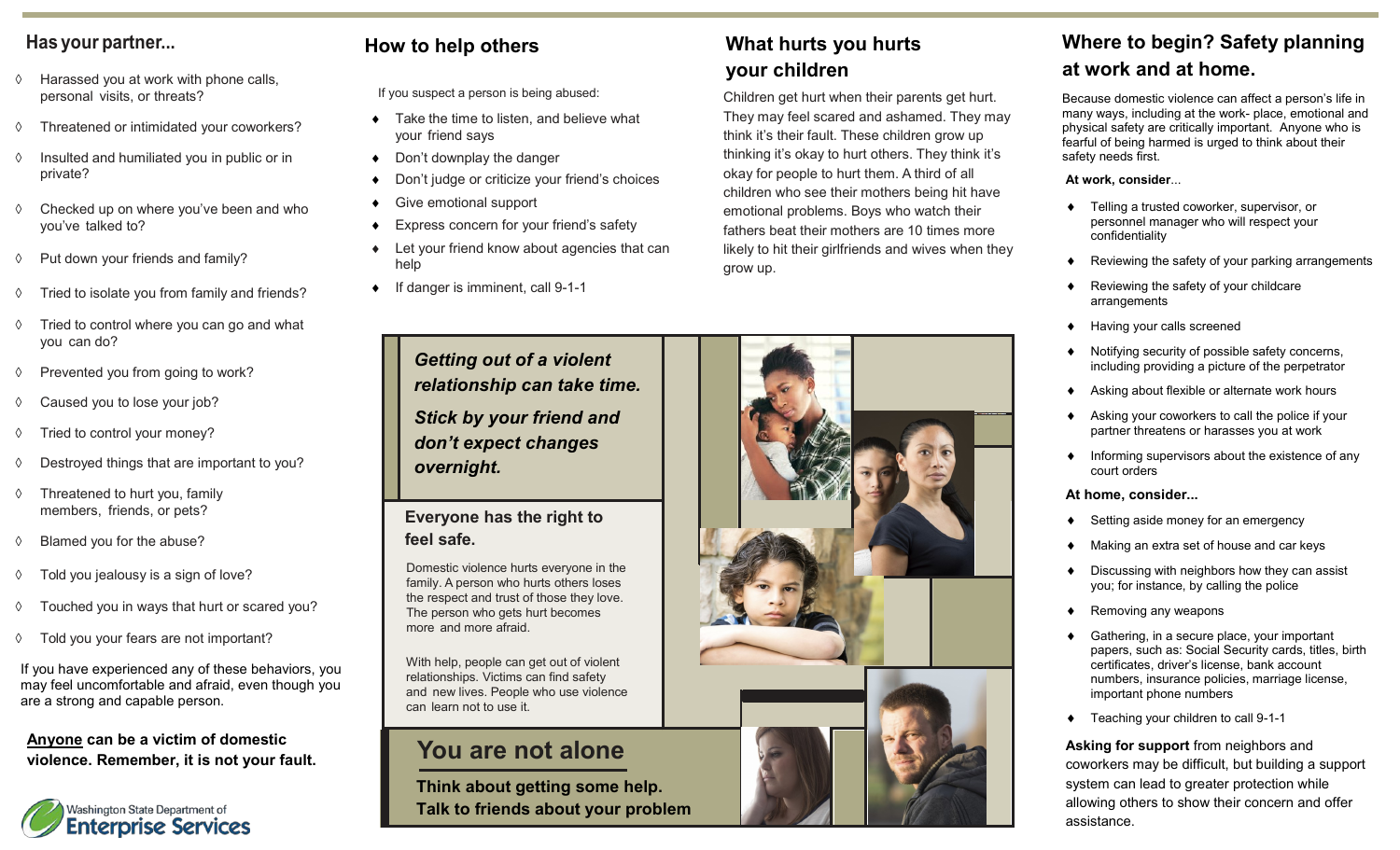## Has your partner...

- Harassed you at work with phone calls, personal visits, or threats?
- Threatened or intimidated your coworkers?
- Insulted and humiliated you in public or in private?
- Checked up on where you've been and who you've talked to?
- Put down your friends and family?
- Tried to isolate you from family and friends?
- Tried to control where you can go and what you can do?
- Prevented you from going to work?
- Caused you to lose your job?
- Tried to control your money?
- Destroyed things that are important to you?
- Threatened to hurt you, family members, friends, or pets?
- Blamed you for the abuse?
- Told you jealousy is a sign of love?
- Touched you in ways that hurt or scared you?
- Told you your fears are not important?

If you have experienced any of these behaviors, you may feel uncomfortable and afraid, even though you are a strong and capable person.

**Anyone can be a victim of domestic violence. Remember, it is not your fault.**

Washington State Department of Enterprise Services

## How to help others

If you suspect a person is being abused:

- Take the time to listen, and believe what your friend says
- Don't downplay the danger
- Don't judge or criticize your friend's choices
- Give emotional support
- Express concern for your friend's safety
- Let your friend know about agencies that can help
- If danger is imminent, call 9-1-1

***Getting out of a violent relationship can take time.***

***Stick by your friend and don't expect changes overnight.***

### Everyone has the right to feel safe.

Domestic violence hurts everyone in the family. A person who hurts others loses the respect and trust of those they love. The person who gets hurt becomes more and more afraid.

With help, people can get out of violent relationships. Victims can find safety and new lives. People who use violence can learn not to use it.

## You are not alone

**Think about getting some help.**
**Talk to friends about your problem**

## What hurts you hurts your children

Children get hurt when their parents get hurt. They may feel scared and ashamed. They may think it's their fault. These children grow up thinking it's okay to hurt others. They think it's okay for people to hurt them. A third of all children who see their mothers being hit have emotional problems. Boys who watch their fathers beat their mothers are 10 times more likely to hit their girlfriends and wives when they grow up.

## Where to begin? Safety planning at work and at home.

Because domestic violence can affect a person's life in many ways, including at the work- place, emotional and physical safety are critically important. Anyone who is fearful of being harmed is urged to think about their safety needs first.

**At work, consider...**

- Telling a trusted coworker, supervisor, or personnel manager who will respect your confidentiality
- Reviewing the safety of your parking arrangements
- Reviewing the safety of your childcare arrangements
- Having your calls screened
- Notifying security of possible safety concerns, including providing a picture of the perpetrator
- Asking about flexible or alternate work hours
- Asking your coworkers to call the police if your partner threatens or harasses you at work
- Informing supervisors about the existence of any court orders

**At home, consider...**

- Setting aside money for an emergency
- Making an extra set of house and car keys
- Discussing with neighbors how they can assist you; for instance, by calling the police
- Removing any weapons
- Gathering, in a secure place, your important papers, such as: Social Security cards, titles, birth certificates, driver's license, bank account numbers, insurance policies, marriage license, important phone numbers
- Teaching your children to call 9-1-1

**Asking for support** from neighbors and coworkers may be difficult, but building a support system can lead to greater protection while allowing others to show their concern and offer assistance.